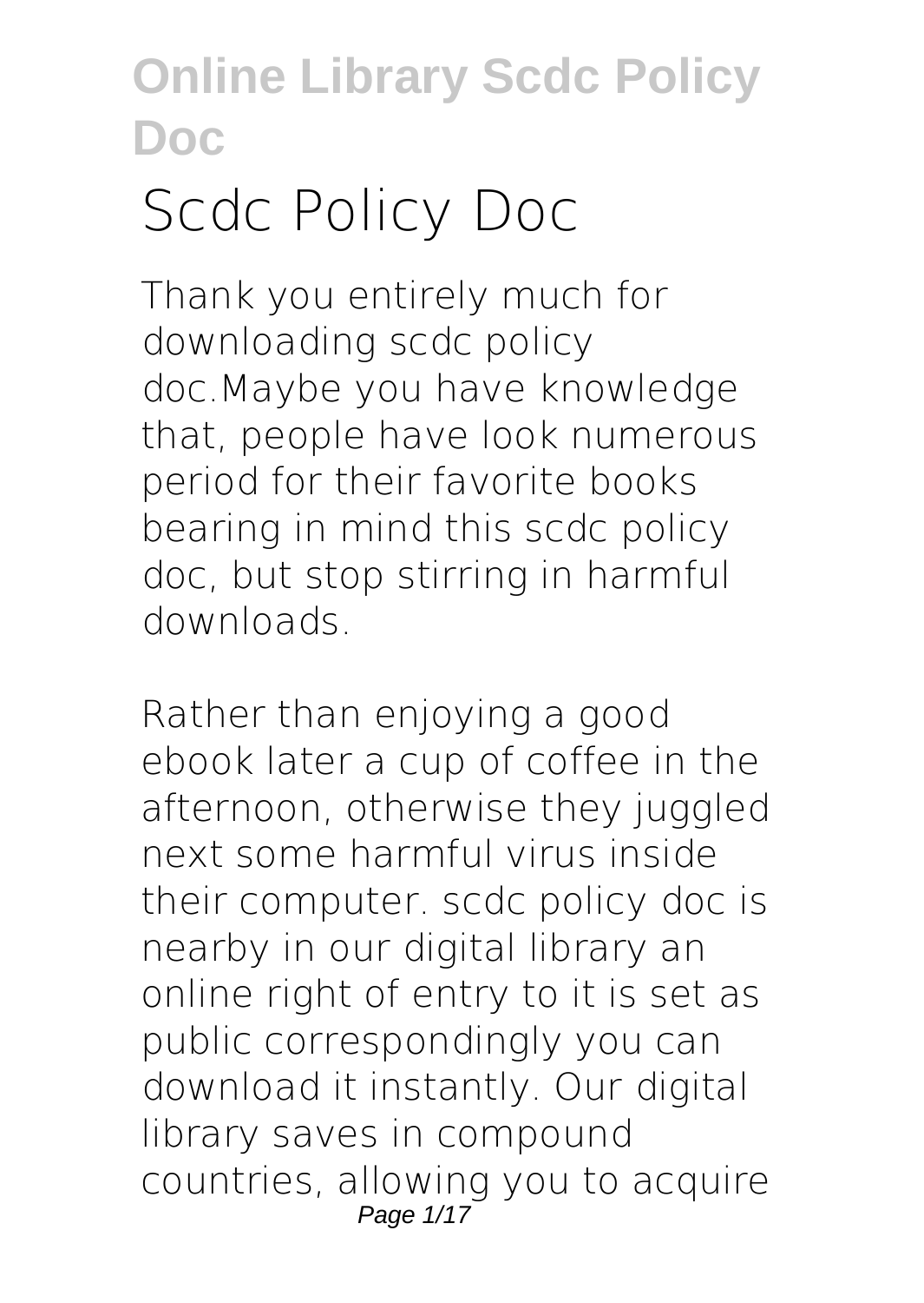# Scdc Policy Doc

Thank you entirely much for downloading **scdc policy doc**.Maybe you have knowledge that, people have look numerous period for their favorite books bearing in mind this scdc policy doc, but stop stirring in harmful downloads.

Rather than enjoying a good ebook later a cup of coffee in the afternoon, otherwise they juggled next some harmful virus inside their computer. **scdc policy doc** is nearby in our digital library an online right of entry to it is set as public correspondingly you can download it instantly. Our digital library saves in compound countries, allowing you to acquire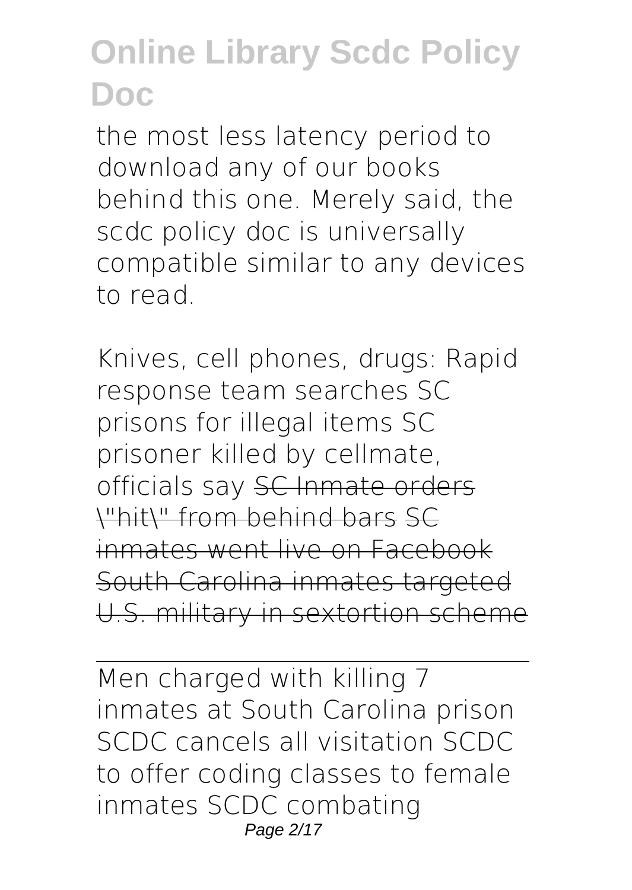the most less latency period to download any of our books behind this one. Merely said, the scdc policy doc is universally compatible similar to any devices to read.

Knives, cell phones, drugs: Rapid response team searches SC prisons for illegal items SC prisoner killed by cellmate, officials say ~~SC Inmate orders "hit" from behind bars~~ ~~SC inmates went live on Facebook~~ ~~South Carolina inmates targeted U.S. military in sextortion scheme~~

---

Men charged with killing 7 inmates at South Carolina prison SCDC cancels all visitation SCDC to offer coding classes to female inmates SCDC combating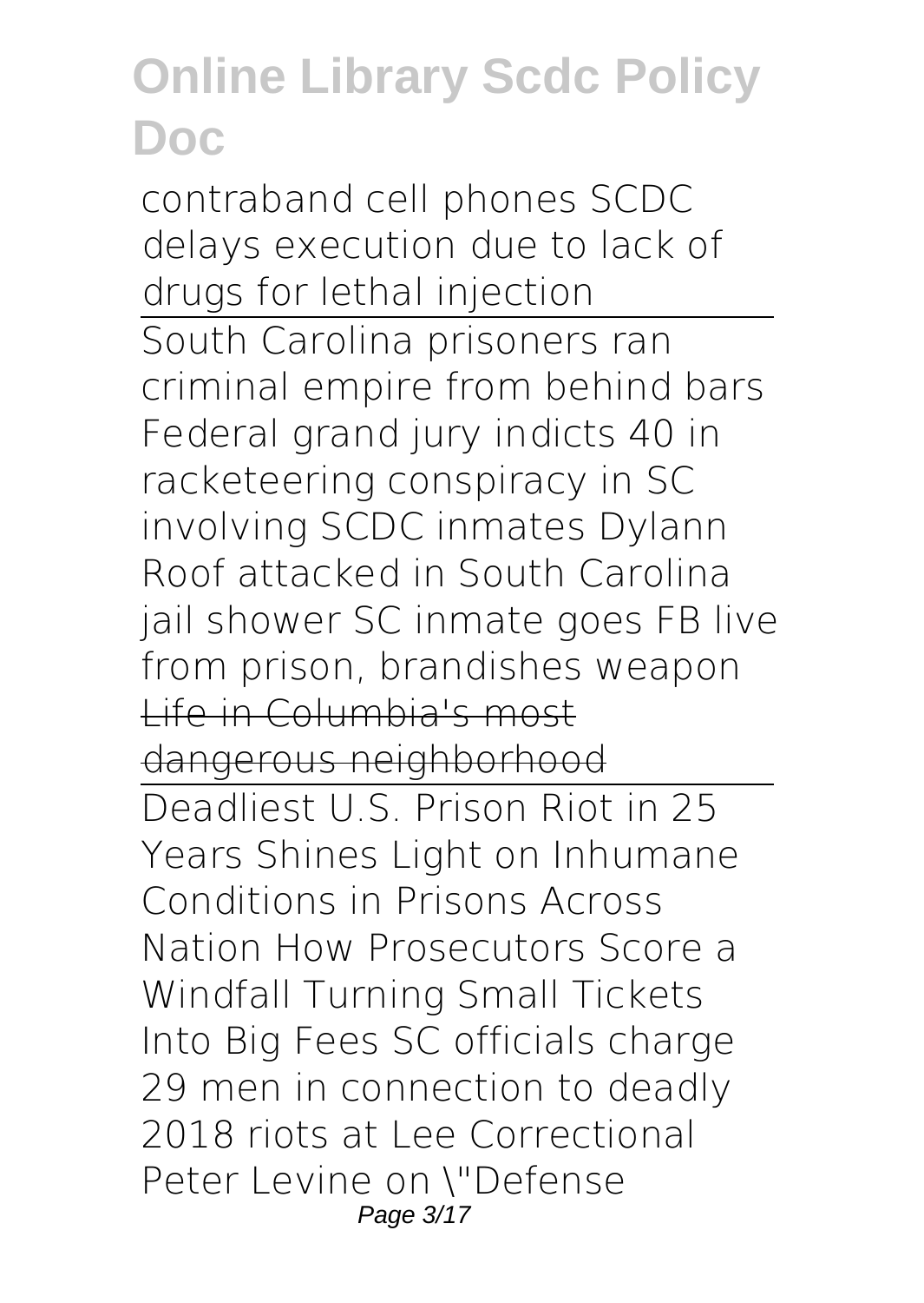contraband cell phones SCDC delays execution due to lack of drugs for lethal injection

South Carolina prisoners ran criminal empire from behind bars Federal grand jury indicts 40 in racketeering conspiracy in SC involving SCDC inmates Dylann Roof attacked in South Carolina jail shower SC inmate goes FB live from prison, brandishes weapon ~~Life in Columbia's most dangerous neighborhood~~

Deadliest U.S. Prison Riot in 25 Years Shines Light on Inhumane Conditions in Prisons Across Nation How Prosecutors Score a Windfall Turning Small Tickets Into Big Fees SC officials charge 29 men in connection to deadly 2018 riots at Lee Correctional Peter Levine on "Defense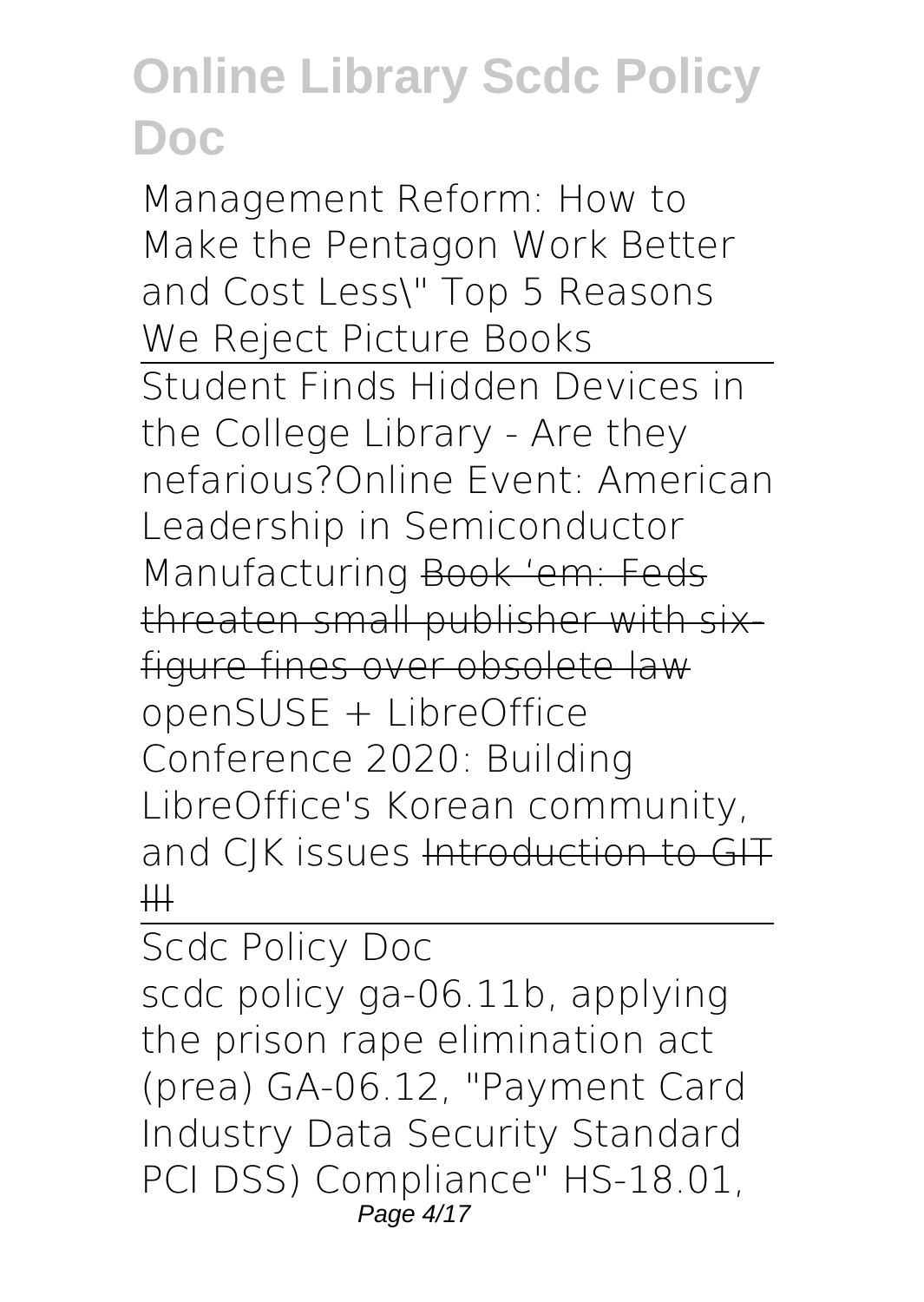Management Reform: How to Make the Pentagon Work Better and Cost Less\" Top 5 Reasons We Reject Picture Books

Student Finds Hidden Devices in the College Library - Are they nefarious?Online Event: American Leadership in Semiconductor Manufacturing ~~Book 'em: Feds threaten small publisher with six-figure fines over obsolete law~~ openSUSE + LibreOffice Conference 2020: Building LibreOffice's Korean community, and CJK issues ~~Introduction to GIT III~~

## Scdc Policy Doc

scdc policy ga-06.11b, applying the prison rape elimination act (prea) GA-06.12, "Payment Card Industry Data Security Standard PCI DSS) Compliance" HS-18.01,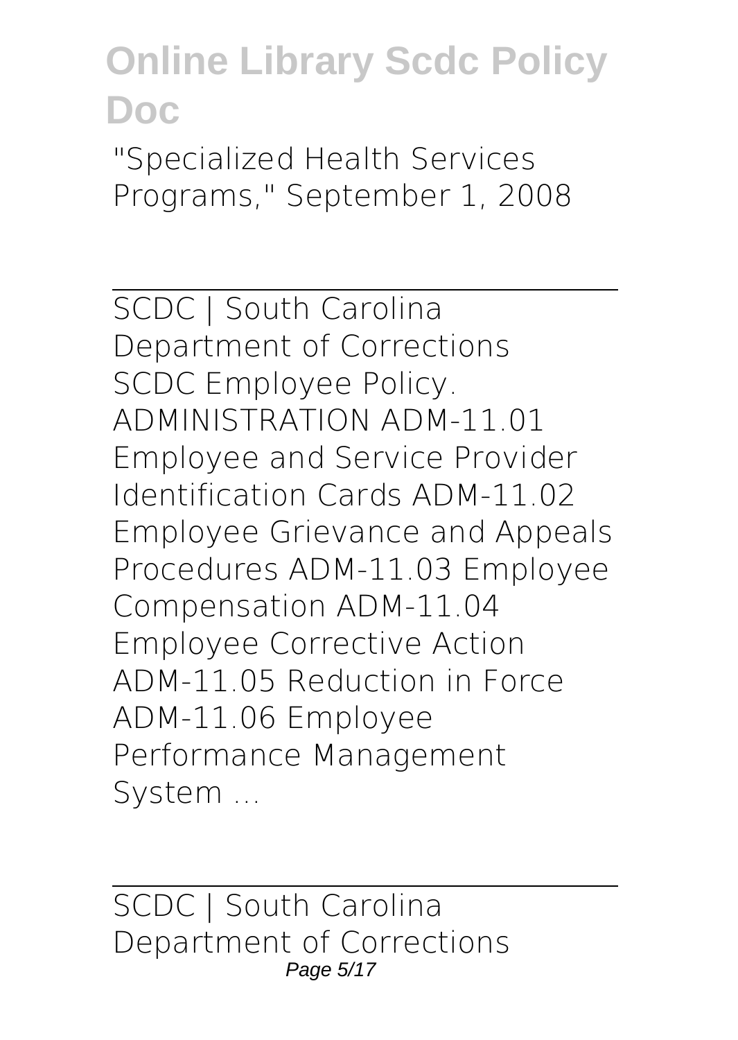"Specialized Health Services Programs," September 1, 2008

SCDC | South Carolina Department of Corrections

SCDC Employee Policy. ADMINISTRATION ADM-11.01 Employee and Service Provider Identification Cards ADM-11.02 Employee Grievance and Appeals Procedures ADM-11.03 Employee Compensation ADM-11.04 Employee Corrective Action ADM-11.05 Reduction in Force ADM-11.06 Employee Performance Management System ...

SCDC | South Carolina Department of Corrections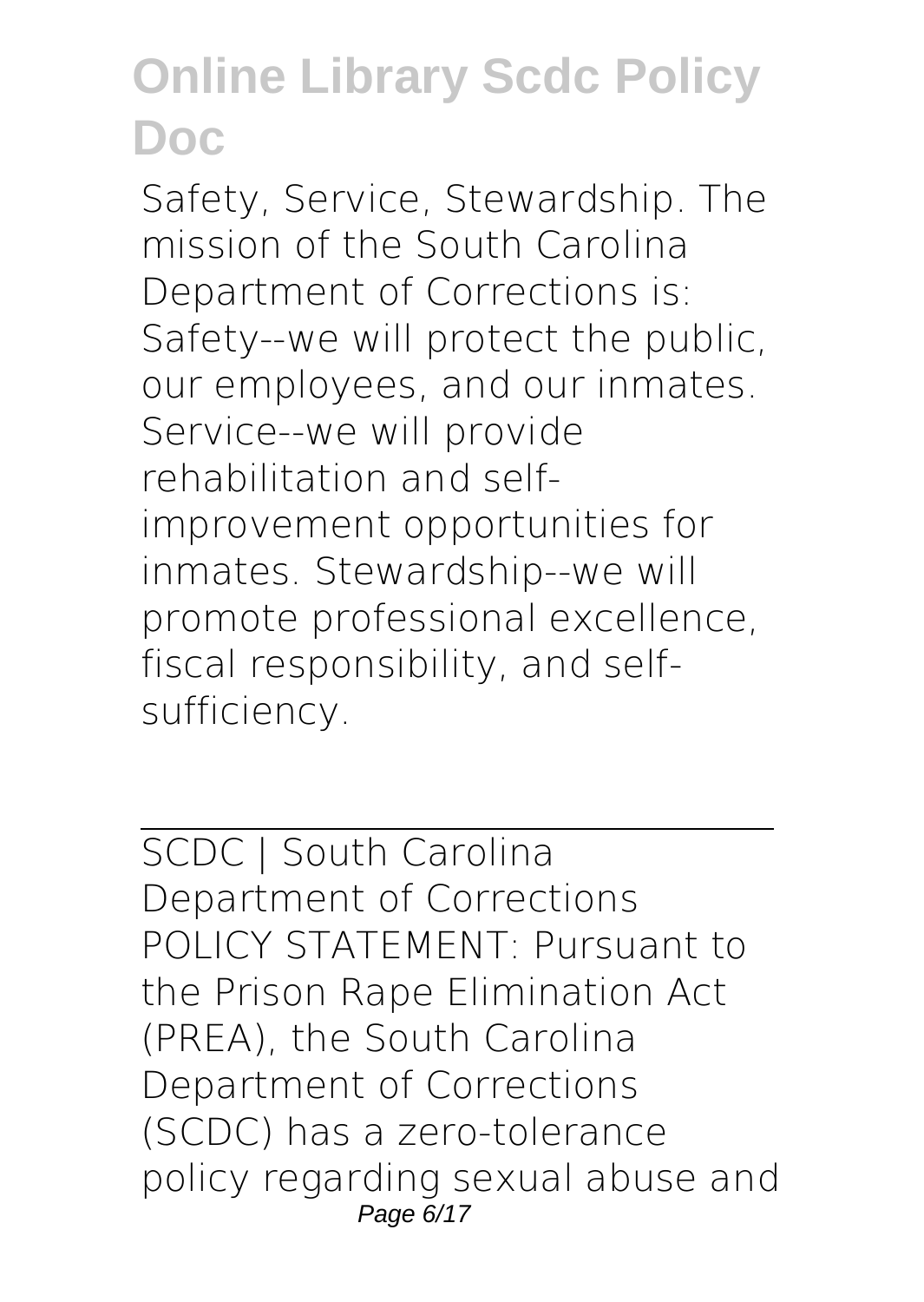Safety, Service, Stewardship. The mission of the South Carolina Department of Corrections is: Safety--we will protect the public, our employees, and our inmates. Service--we will provide rehabilitation and self-improvement opportunities for inmates. Stewardship--we will promote professional excellence, fiscal responsibility, and self-sufficiency.

---

SCDC | South Carolina Department of Corrections

POLICY STATEMENT: Pursuant to the Prison Rape Elimination Act (PREA), the South Carolina Department of Corrections (SCDC) has a zero-tolerance policy regarding sexual abuse and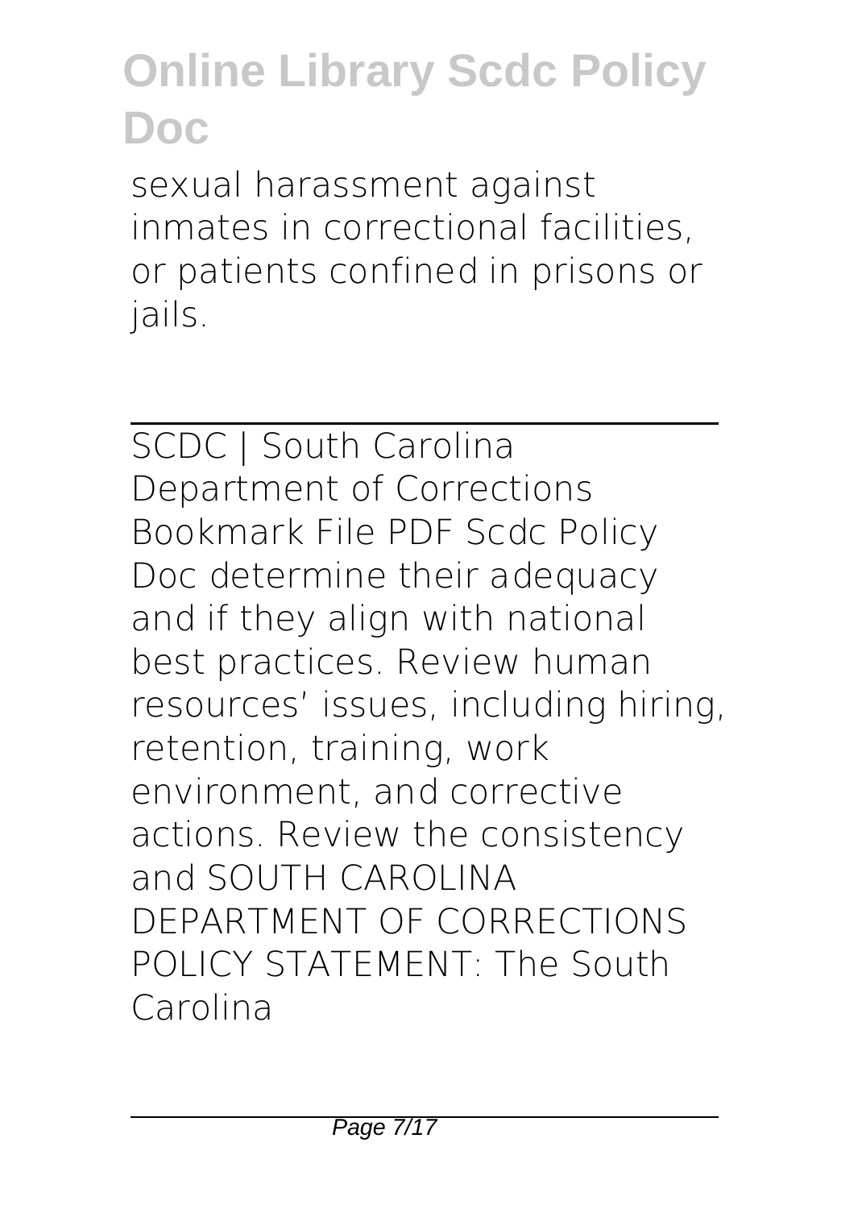sexual harassment against inmates in correctional facilities, or patients confined in prisons or jails.

---

SCDC | South Carolina Department of Corrections

Bookmark File PDF Scdc Policy Doc determine their adequacy and if they align with national best practices. Review human resources' issues, including hiring, retention, training, work environment, and corrective actions. Review the consistency and SOUTH CAROLINA DEPARTMENT OF CORRECTIONS POLICY STATEMENT: The South Carolina

---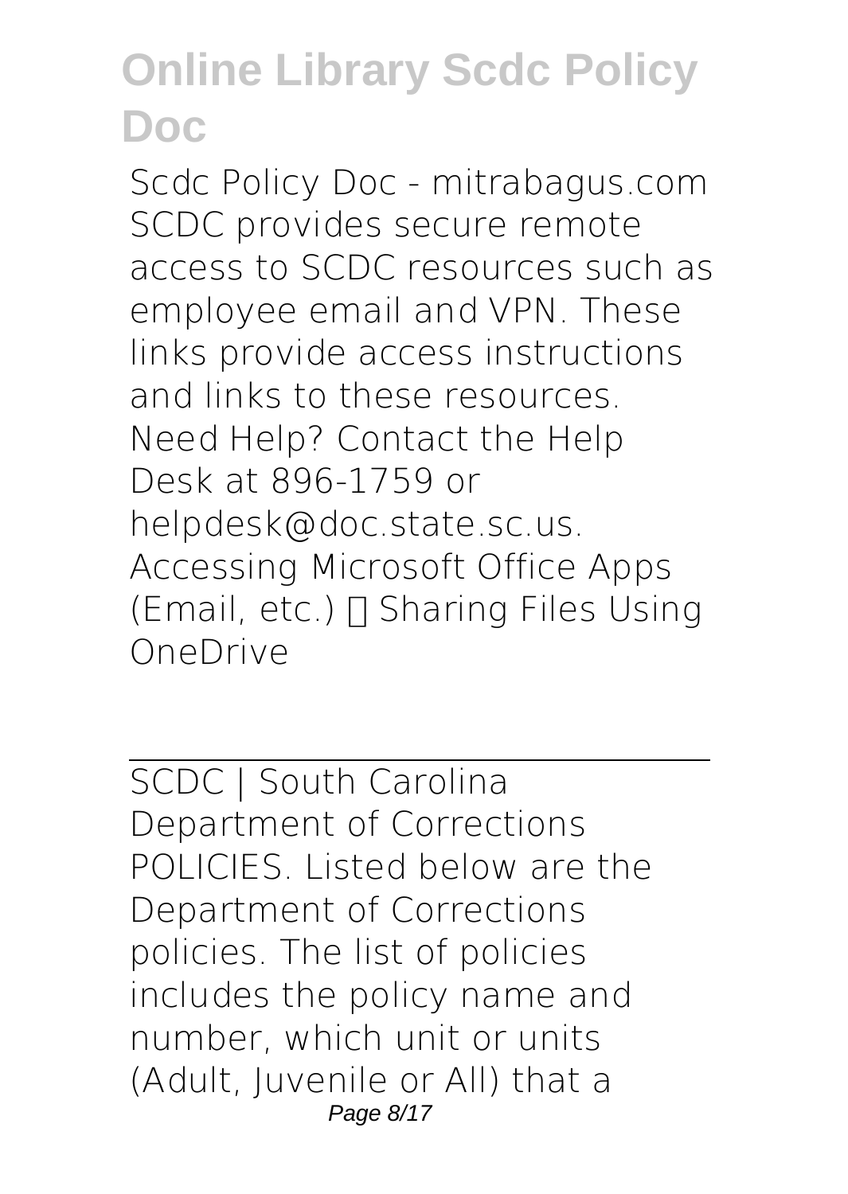Scdc Policy Doc - mitrabagus.com SCDC provides secure remote access to SCDC resources such as employee email and VPN. These links provide access instructions and links to these resources. Need Help? Contact the Help Desk at 896-1759 or helpdesk@doc.state.sc.us. Accessing Microsoft Office Apps (Email, etc.)  Sharing Files Using OneDrive

---

SCDC | South Carolina Department of Corrections
POLICIES. Listed below are the Department of Corrections policies. The list of policies includes the policy name and number, which unit or units (Adult, Juvenile or All) that a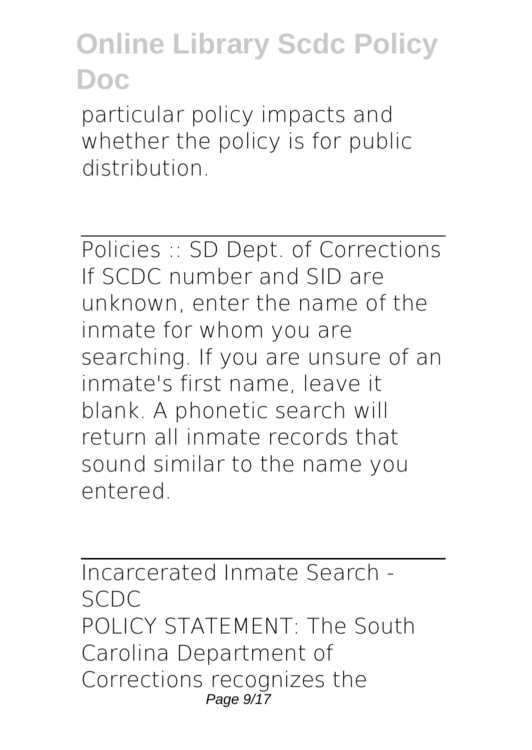particular policy impacts and whether the policy is for public distribution.

Policies :: SD Dept. of Corrections

If SCDC number and SID are unknown, enter the name of the inmate for whom you are searching. If you are unsure of an inmate's first name, leave it blank. A phonetic search will return all inmate records that sound similar to the name you entered.

Incarcerated Inmate Search - SCDC

POLICY STATEMENT: The South Carolina Department of Corrections recognizes the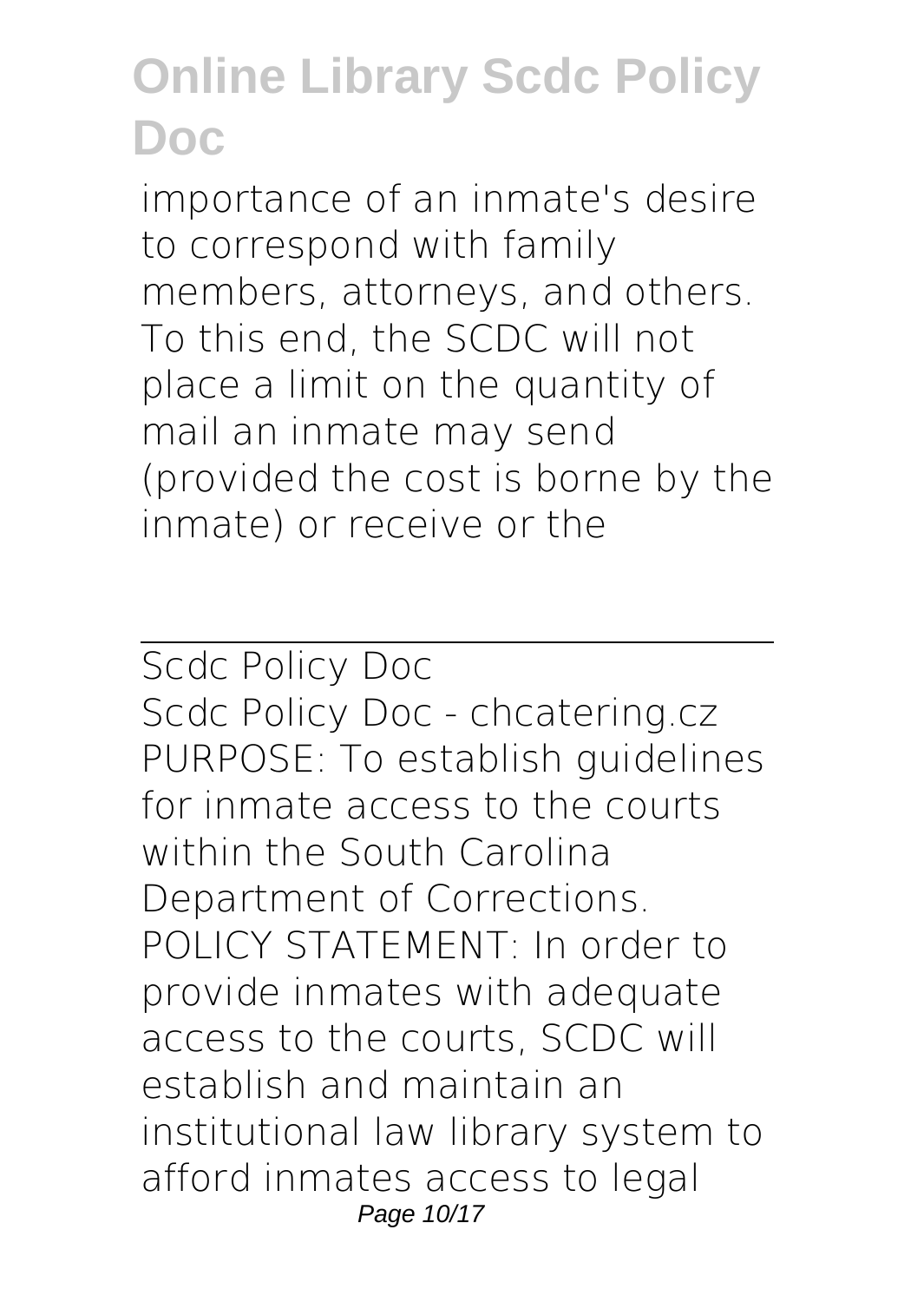importance of an inmate's desire to correspond with family members, attorneys, and others. To this end, the SCDC will not place a limit on the quantity of mail an inmate may send (provided the cost is borne by the inmate) or receive or the

## Scdc Policy Doc

Scdc Policy Doc - chcatering.cz PURPOSE: To establish guidelines for inmate access to the courts within the South Carolina Department of Corrections. POLICY STATEMENT: In order to provide inmates with adequate access to the courts, SCDC will establish and maintain an institutional law library system to afford inmates access to legal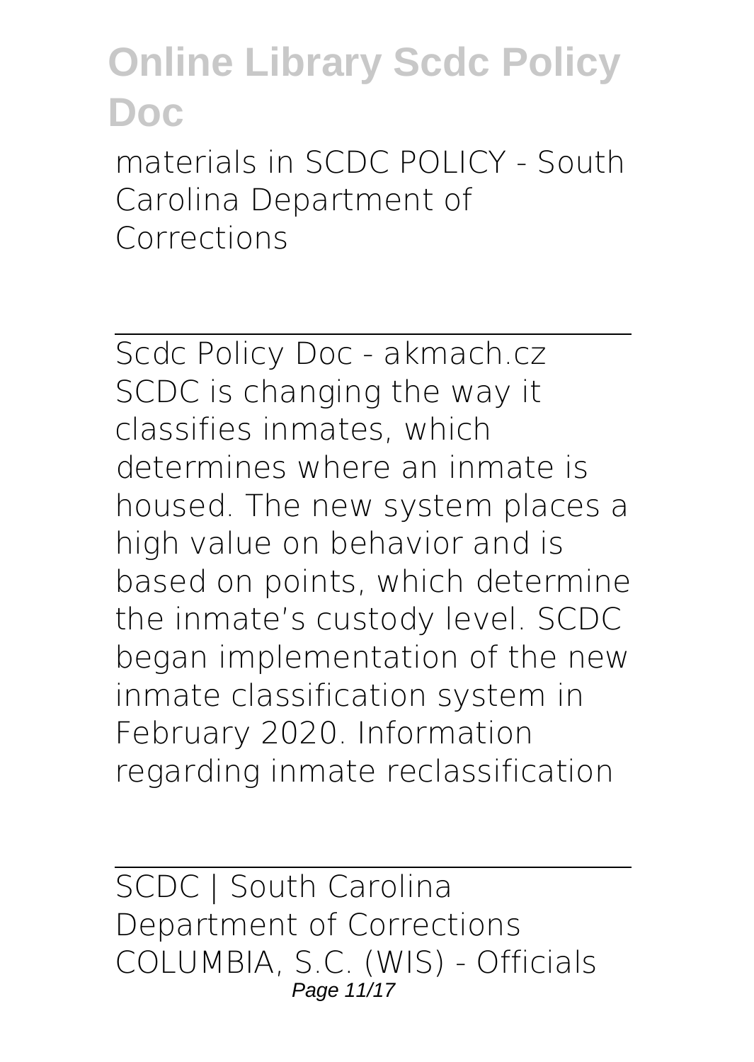materials in SCDC POLICY - South Carolina Department of Corrections

---

Scdc Policy Doc - akmach.cz

SCDC is changing the way it classifies inmates, which determines where an inmate is housed. The new system places a high value on behavior and is based on points, which determine the inmate's custody level. SCDC began implementation of the new inmate classification system in February 2020. Information regarding inmate reclassification

---

SCDC | South Carolina Department of Corrections

COLUMBIA, S.C. (WIS) - Officials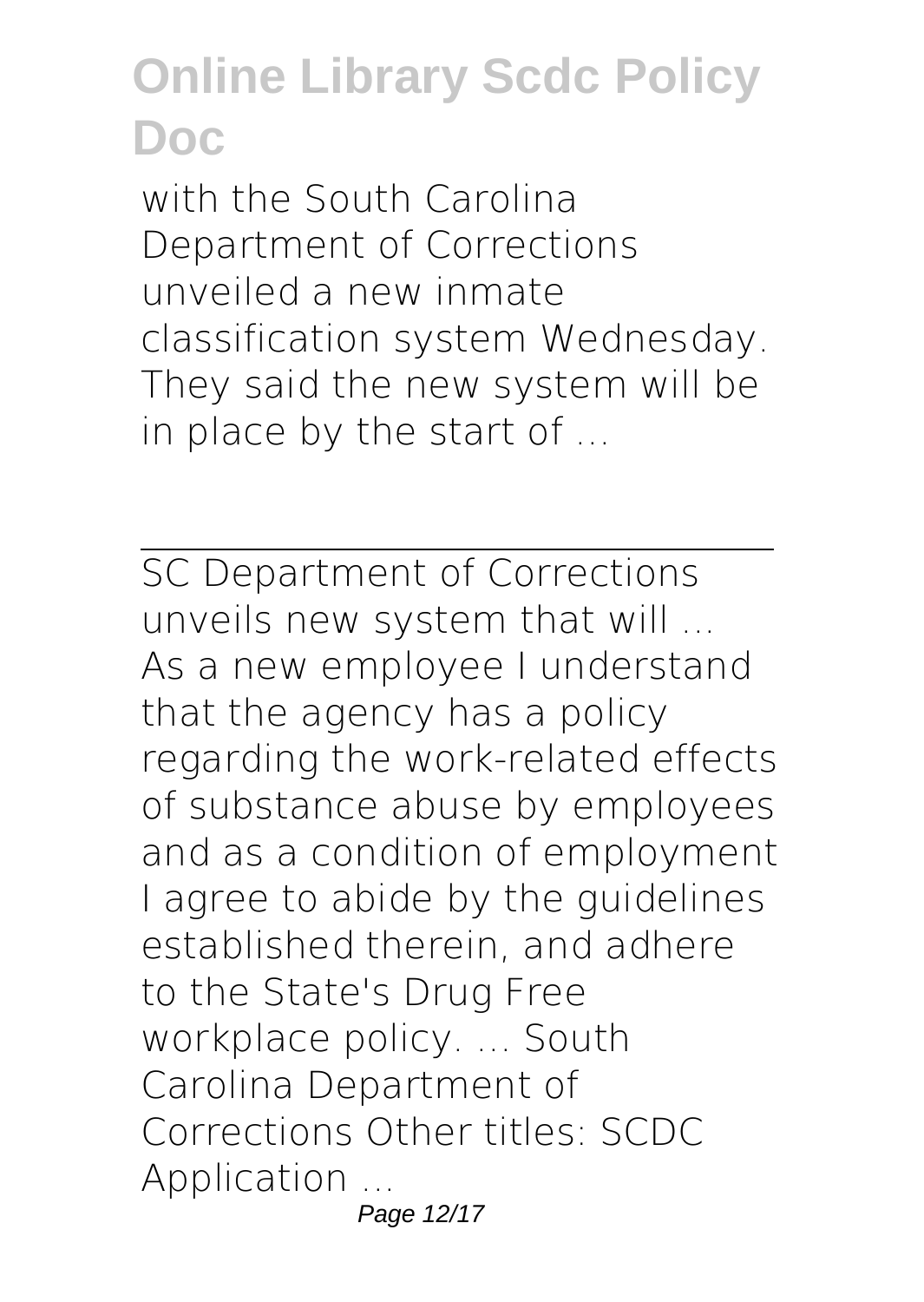with the South Carolina Department of Corrections unveiled a new inmate classification system Wednesday. They said the new system will be in place by the start of ...

---

SC Department of Corrections unveils new system that will ...

As a new employee I understand that the agency has a policy regarding the work-related effects of substance abuse by employees and as a condition of employment I agree to abide by the guidelines established therein, and adhere to the State's Drug Free workplace policy. ... South Carolina Department of Corrections Other titles: SCDC Application ...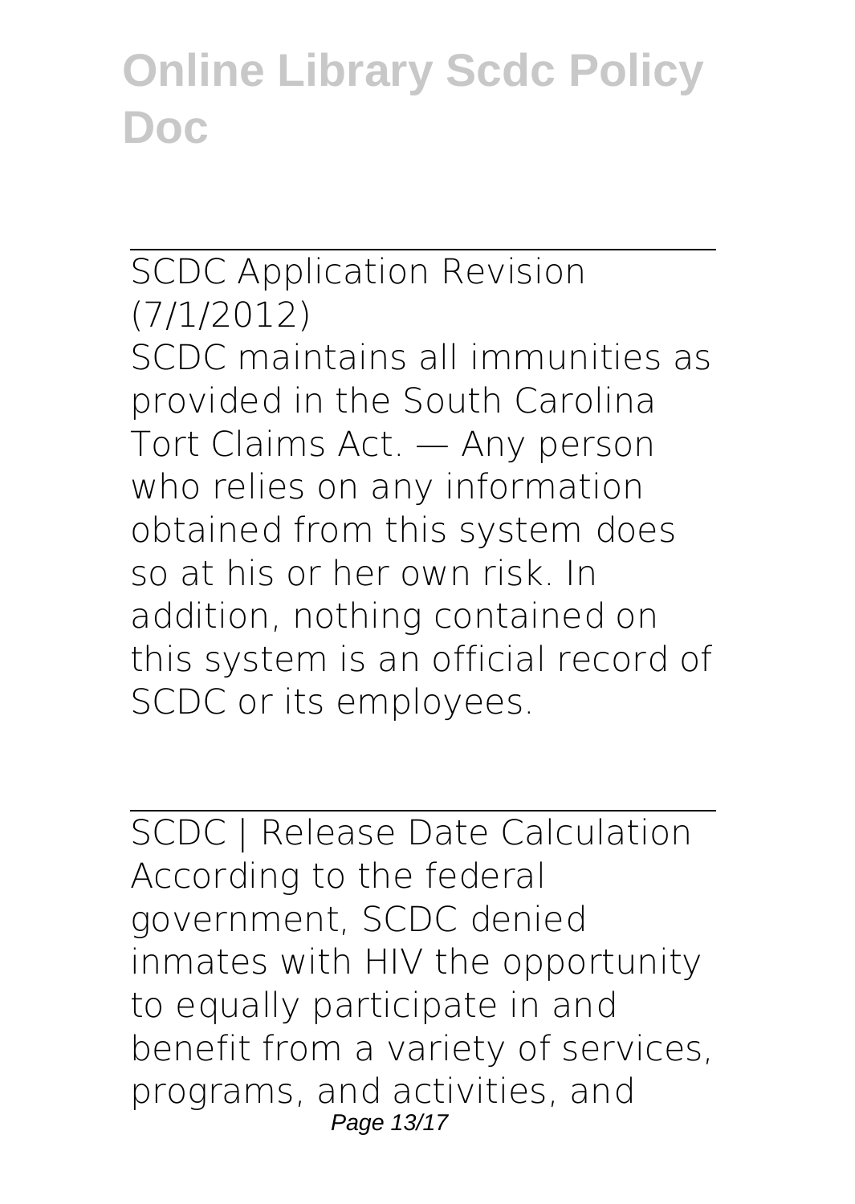SCDC Application Revision (7/1/2012)

SCDC maintains all immunities as provided in the South Carolina Tort Claims Act. — Any person who relies on any information obtained from this system does so at his or her own risk. In addition, nothing contained on this system is an official record of SCDC or its employees.

SCDC | Release Date Calculation

According to the federal government, SCDC denied inmates with HIV the opportunity to equally participate in and benefit from a variety of services, programs, and activities, and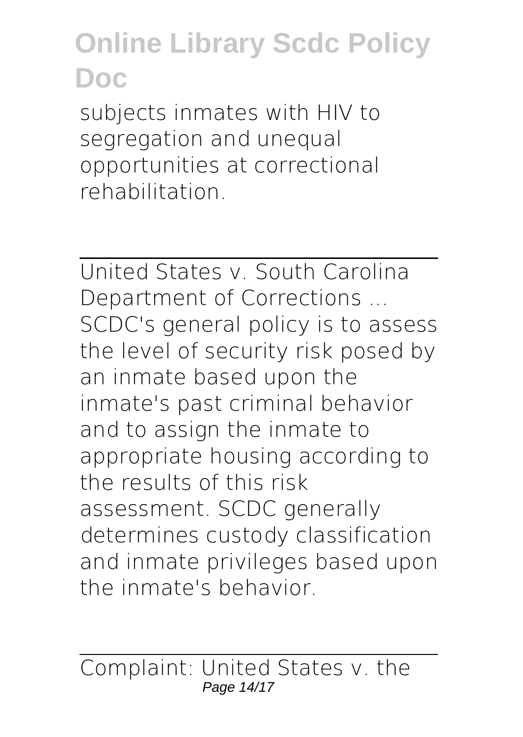subjects inmates with HIV to segregation and unequal opportunities at correctional rehabilitation.

---

United States v. South Carolina Department of Corrections ...

SCDC's general policy is to assess the level of security risk posed by an inmate based upon the inmate's past criminal behavior and to assign the inmate to appropriate housing according to the results of this risk assessment. SCDC generally determines custody classification and inmate privileges based upon the inmate's behavior.

---

Complaint: United States v. the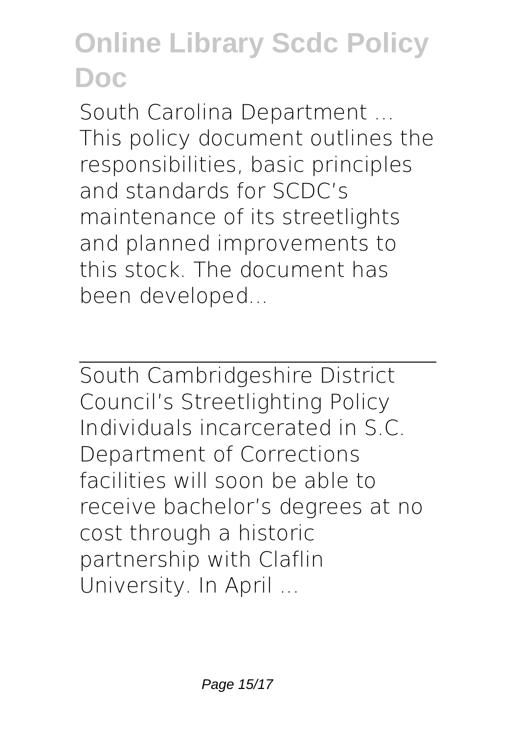South Carolina Department ...
This policy document outlines the responsibilities, basic principles and standards for SCDC's maintenance of its streetlights and planned improvements to this stock. The document has been developed...

---

South Cambridgeshire District Council's Streetlighting Policy
Individuals incarcerated in S.C. Department of Corrections facilities will soon be able to receive bachelor's degrees at no cost through a historic partnership with Claflin University. In April ...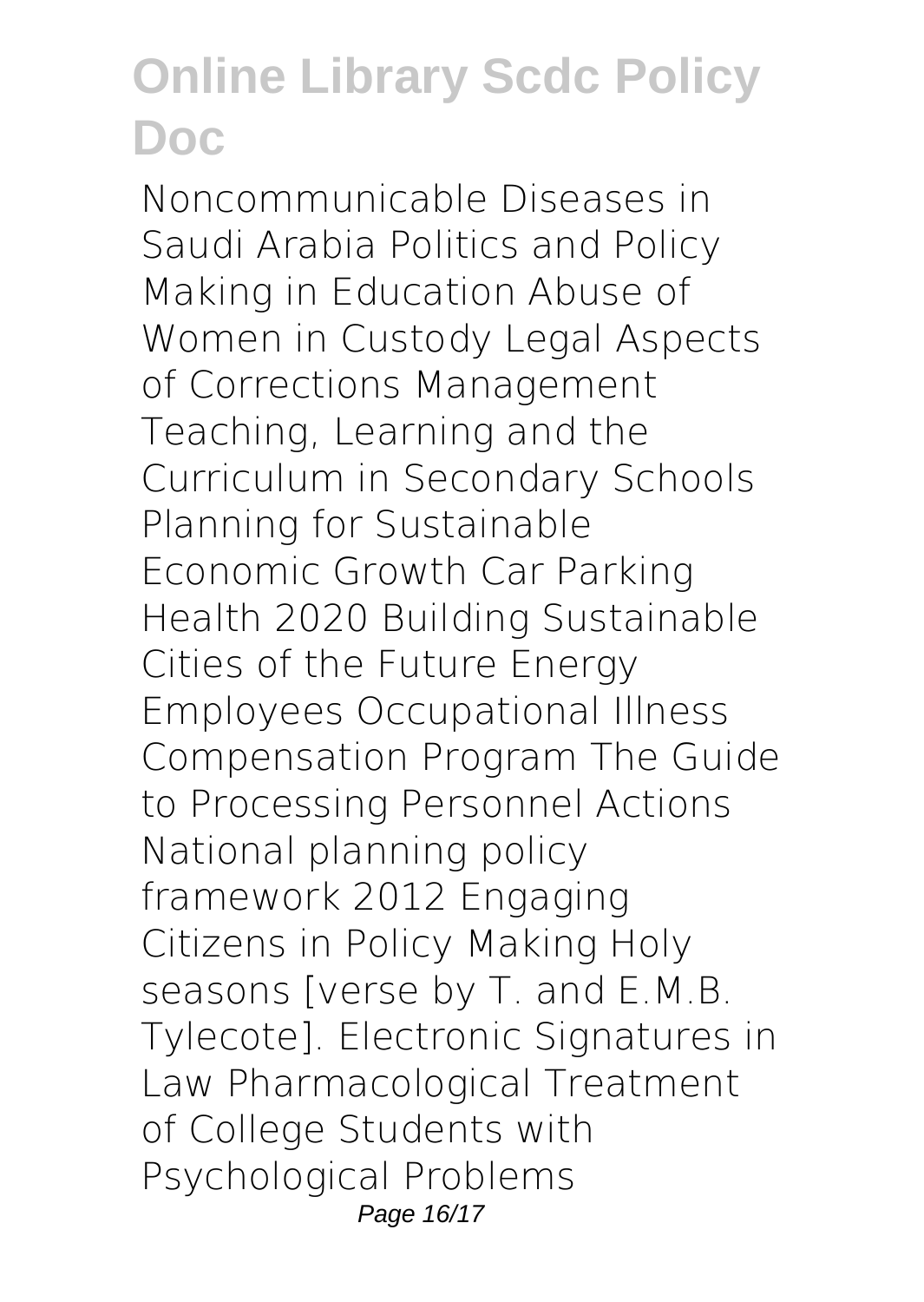Noncommunicable Diseases in Saudi Arabia Politics and Policy Making in Education Abuse of Women in Custody Legal Aspects of Corrections Management Teaching, Learning and the Curriculum in Secondary Schools Planning for Sustainable Economic Growth Car Parking Health 2020 Building Sustainable Cities of the Future Energy Employees Occupational Illness Compensation Program The Guide to Processing Personnel Actions National planning policy framework 2012 Engaging Citizens in Policy Making Holy seasons [verse by T. and E.M.B. Tylecote]. Electronic Signatures in Law Pharmacological Treatment of College Students with Psychological Problems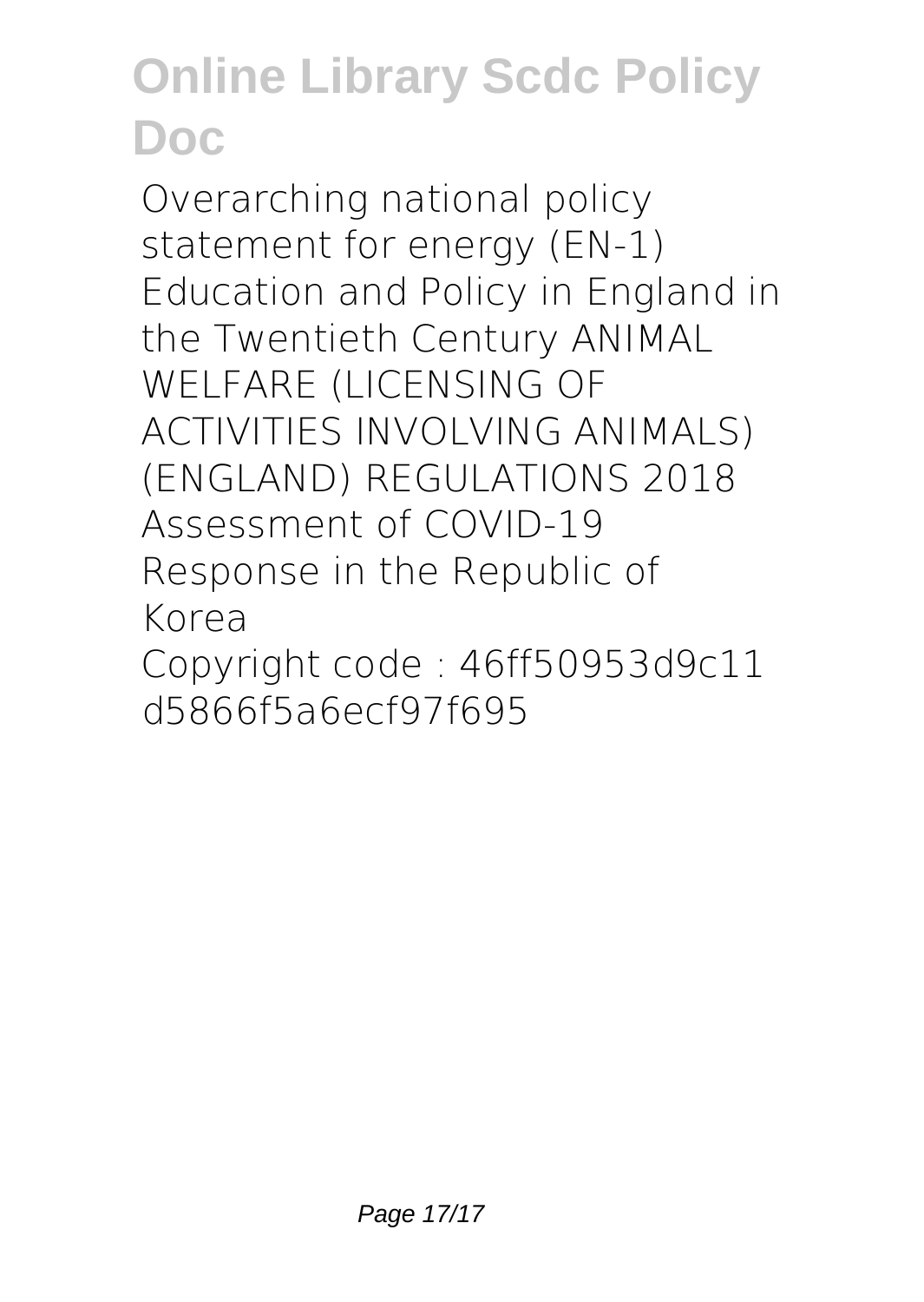Overarching national policy statement for energy (EN-1) Education and Policy in England in the Twentieth Century ANIMAL WELFARE (LICENSING OF ACTIVITIES INVOLVING ANIMALS) (ENGLAND) REGULATIONS 2018 Assessment of COVID-19 Response in the Republic of Korea

Copyright code : 46ff50953d9c11d5866f5a6ecf97f695